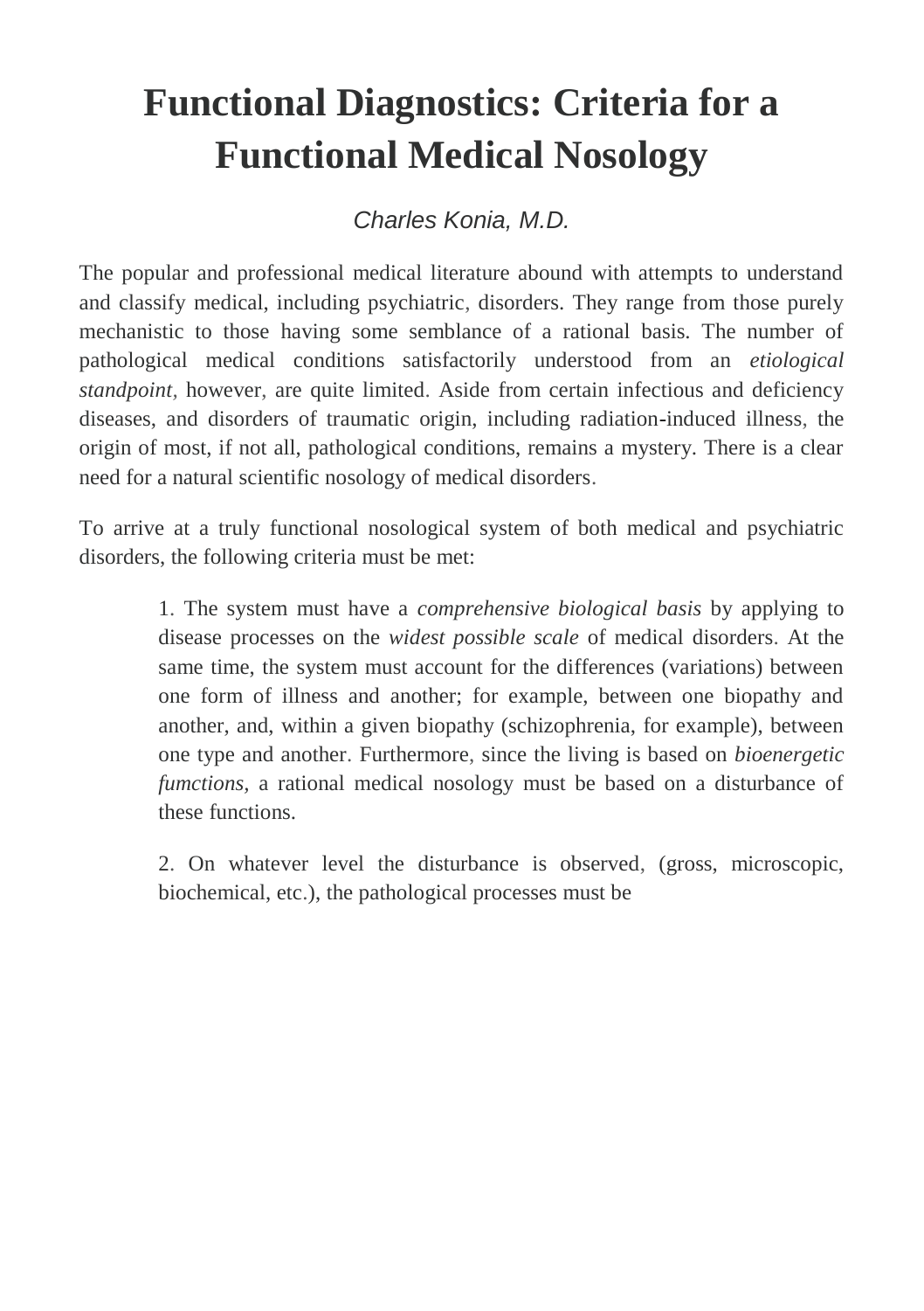# Functional Diagnostics: Criteria for a Functional Medical Nosology

*Charles Konia, M.D.*

The popular and professional medical literature abound with attempts to understand and classify medical, including psychiatric, disorders. They range from those purely mechanistic to those having some semblance of a rational basis. The number of pathological medical conditions satisfactorily understood from an *etiological standpoint*, however, are quite limited. Aside from certain infectious and deficiency diseases, and disorders of traumatic origin, including radiation-induced illness, the origin of most, if not all, pathological conditions, remains a mystery. There is a clear need for a natural scientific nosology of medical disorders.

To arrive at a truly functional nosological system of both medical and psychiatric disorders, the following criteria must be met:

> 1. The system must have a *comprehensive biological basis* by applying to disease processes on the *widest possible scale* of medical disorders. At the same time, the system must account for the differences (variations) between one form of illness and another; for example, between one biopathy and another, and, within a given biopathy (schizophrenia, for example), between one type and another. Furthermore, since the living is based on *bioenergetic fumctions,* a rational medical nosology must be based on a disturbance of these functions.
>
> 2. On whatever level the disturbance is observed, (gross, microscopic, biochemical, etc.), the pathological processes must be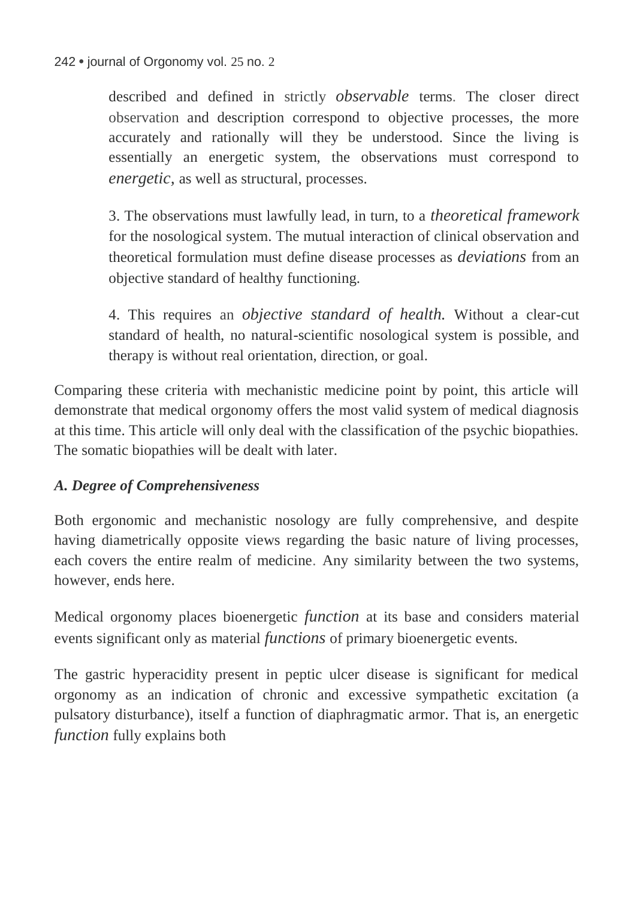described and defined in strictly *observable* terms. The closer direct observation and description correspond to objective processes, the more accurately and rationally will they be understood. Since the living is essentially an energetic system, the observations must correspond to *energetic*, as well as structural, processes.

3. The observations must lawfully lead, in turn, to a *theoretical framework* for the nosological system. The mutual interaction of clinical observation and theoretical formulation must define disease processes as *deviations* from an objective standard of healthy functioning.

4. This requires an *objective standard of health.* Without a clear-cut standard of health, no natural-scientific nosological system is possible, and therapy is without real orientation, direction, or goal.

Comparing these criteria with mechanistic medicine point by point, this article will demonstrate that medical orgonomy offers the most valid system of medical diagnosis at this time. This article will only deal with the classification of the psychic biopathies. The somatic biopathies will be dealt with later.

### *A. Degree of Comprehensiveness*

Both ergonomic and mechanistic nosology are fully comprehensive, and despite having diametrically opposite views regarding the basic nature of living processes, each covers the entire realm of medicine. Any similarity between the two systems, however, ends here.

Medical orgonomy places bioenergetic *function* at its base and considers material events significant only as material *functions* of primary bioenergetic events.

The gastric hyperacidity present in peptic ulcer disease is significant for medical orgonomy as an indication of chronic and excessive sympathetic excitation (a pulsatory disturbance), itself a function of diaphragmatic armor. That is, an energetic *function* fully explains both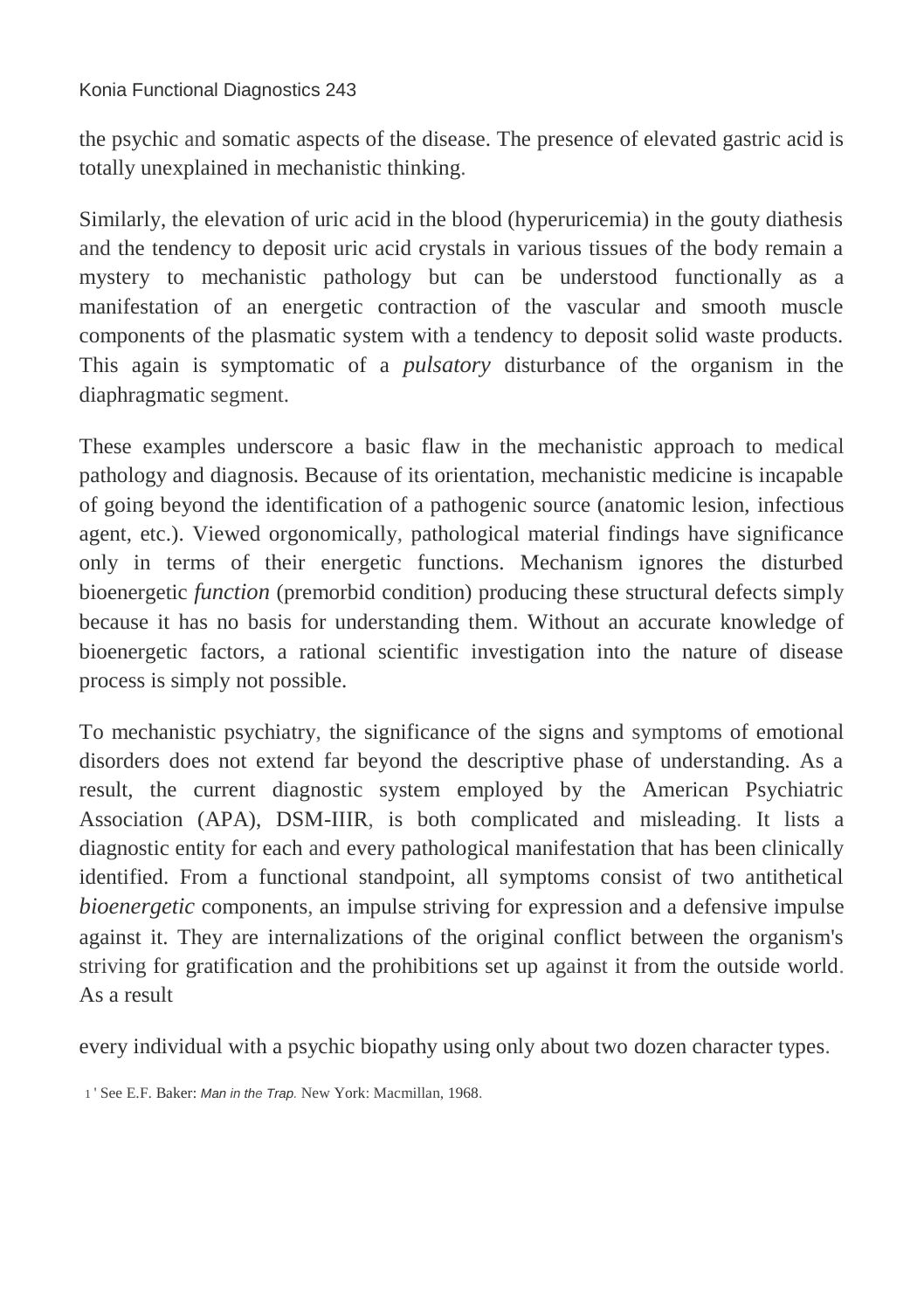the psychic and somatic aspects of the disease. The presence of elevated gastric acid is totally unexplained in mechanistic thinking.

Similarly, the elevation of uric acid in the blood (hyperuricemia) in the gouty diathesis and the tendency to deposit uric acid crystals in various tissues of the body remain a mystery to mechanistic pathology but can be understood functionally as a manifestation of an energetic contraction of the vascular and smooth muscle components of the plasmatic system with a tendency to deposit solid waste products. This again is symptomatic of a *pulsatory* disturbance of the organism in the diaphragmatic segment.

These examples underscore a basic flaw in the mechanistic approach to medical pathology and diagnosis. Because of its orientation, mechanistic medicine is incapable of going beyond the identification of a pathogenic source (anatomic lesion, infectious agent, etc.). Viewed orgonomically, pathological material findings have significance only in terms of their energetic functions. Mechanism ignores the disturbed bioenergetic *function* (premorbid condition) producing these structural defects simply because it has no basis for understanding them. Without an accurate knowledge of bioenergetic factors, a rational scientific investigation into the nature of disease process is simply not possible.

To mechanistic psychiatry, the significance of the signs and symptoms of emotional disorders does not extend far beyond the descriptive phase of understanding. As a result, the current diagnostic system employed by the American Psychiatric Association (APA), DSM-IIIR, is both complicated and misleading. It lists a diagnostic entity for each and every pathological manifestation that has been clinically identified. From a functional standpoint, all symptoms consist of two antithetical *bioenergetic* components, an impulse striving for expression and a defensive impulse against it. They are internalizations of the original conflict between the organism's striving for gratification and the prohibitions set up against it from the outside world. As a result

every individual with a psychic biopathy using only about two dozen character types.

[1] ' See E.F. Baker: *Man in the Trap.* New York: Macmillan, 1968.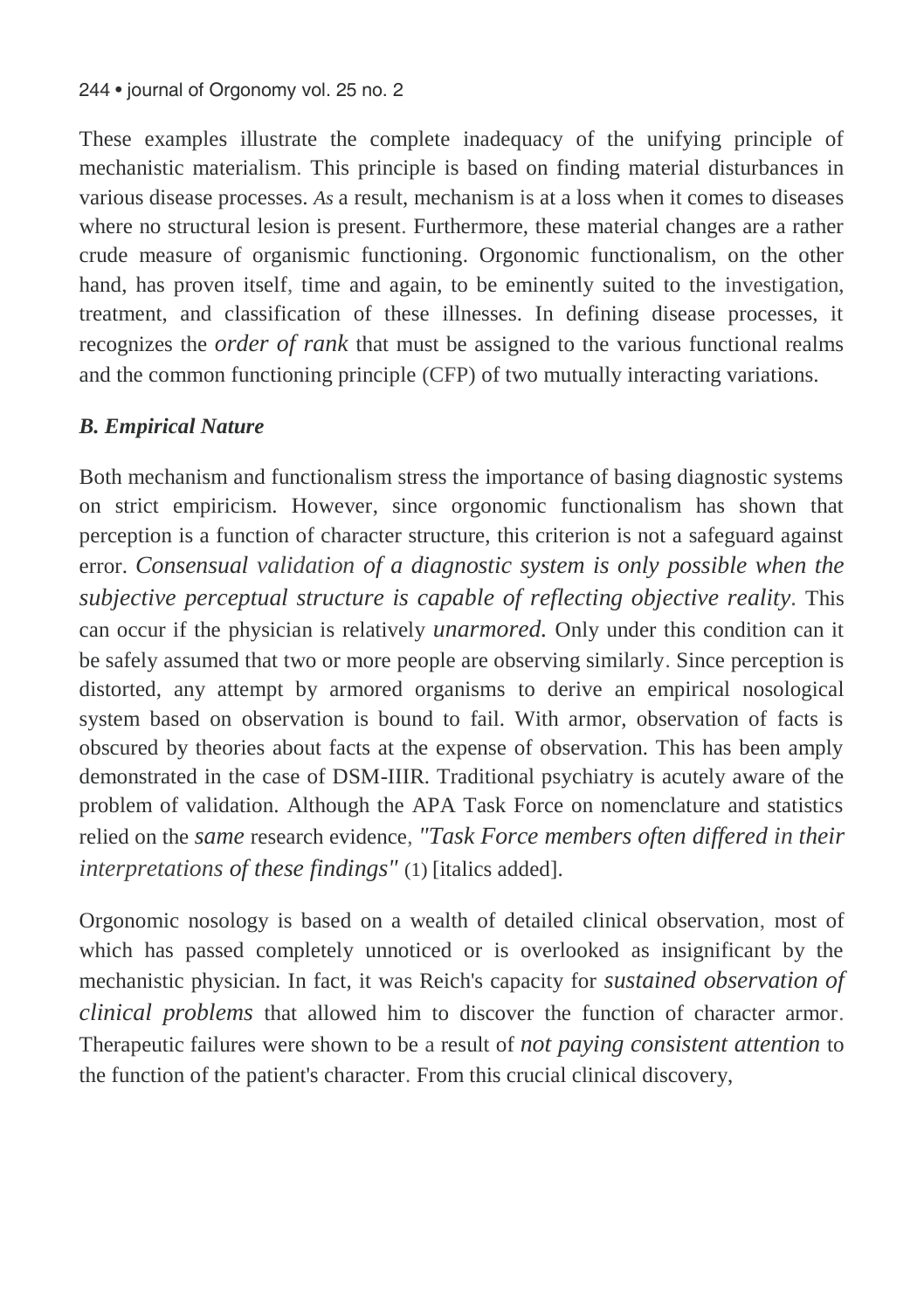These examples illustrate the complete inadequacy of the unifying principle of mechanistic materialism. This principle is based on finding material disturbances in various disease processes. *As* a result, mechanism is at a loss when it comes to diseases where no structural lesion is present. Furthermore, these material changes are a rather crude measure of organismic functioning. Orgonomic functionalism, on the other hand, has proven itself, time and again, to be eminently suited to the investigation, treatment, and classification of these illnesses. In defining disease processes, it recognizes the *order of rank* that must be assigned to the various functional realms and the common functioning principle (CFP) of two mutually interacting variations.

### *B. Empirical Nature*

Both mechanism and functionalism stress the importance of basing diagnostic systems on strict empiricism. However, since orgonomic functionalism has shown that perception is a function of character structure, this criterion is not a safeguard against error. *Consensual validation of a diagnostic system is only possible when the subjective perceptual structure is capable of reflecting objective reality*. This can occur if the physician is relatively *unarmored.* Only under this condition can it be safely assumed that two or more people are observing similarly. Since perception is distorted, any attempt by armored organisms to derive an empirical nosological system based on observation is bound to fail. With armor, observation of facts is obscured by theories about facts at the expense of observation. This has been amply demonstrated in the case of DSM-IIIR. Traditional psychiatry is acutely aware of the problem of validation. Although the APA Task Force on nomenclature and statistics relied on the *same* research evidence, *"Task Force members often differed in their interpretations of these findings"* (1) [italics added].

Orgonomic nosology is based on a wealth of detailed clinical observation, most of which has passed completely unnoticed or is overlooked as insignificant by the mechanistic physician. In fact, it was Reich's capacity for *sustained observation of clinical problems* that allowed him to discover the function of character armor. Therapeutic failures were shown to be a result of *not paying consistent attention* to the function of the patient's character. From this crucial clinical discovery,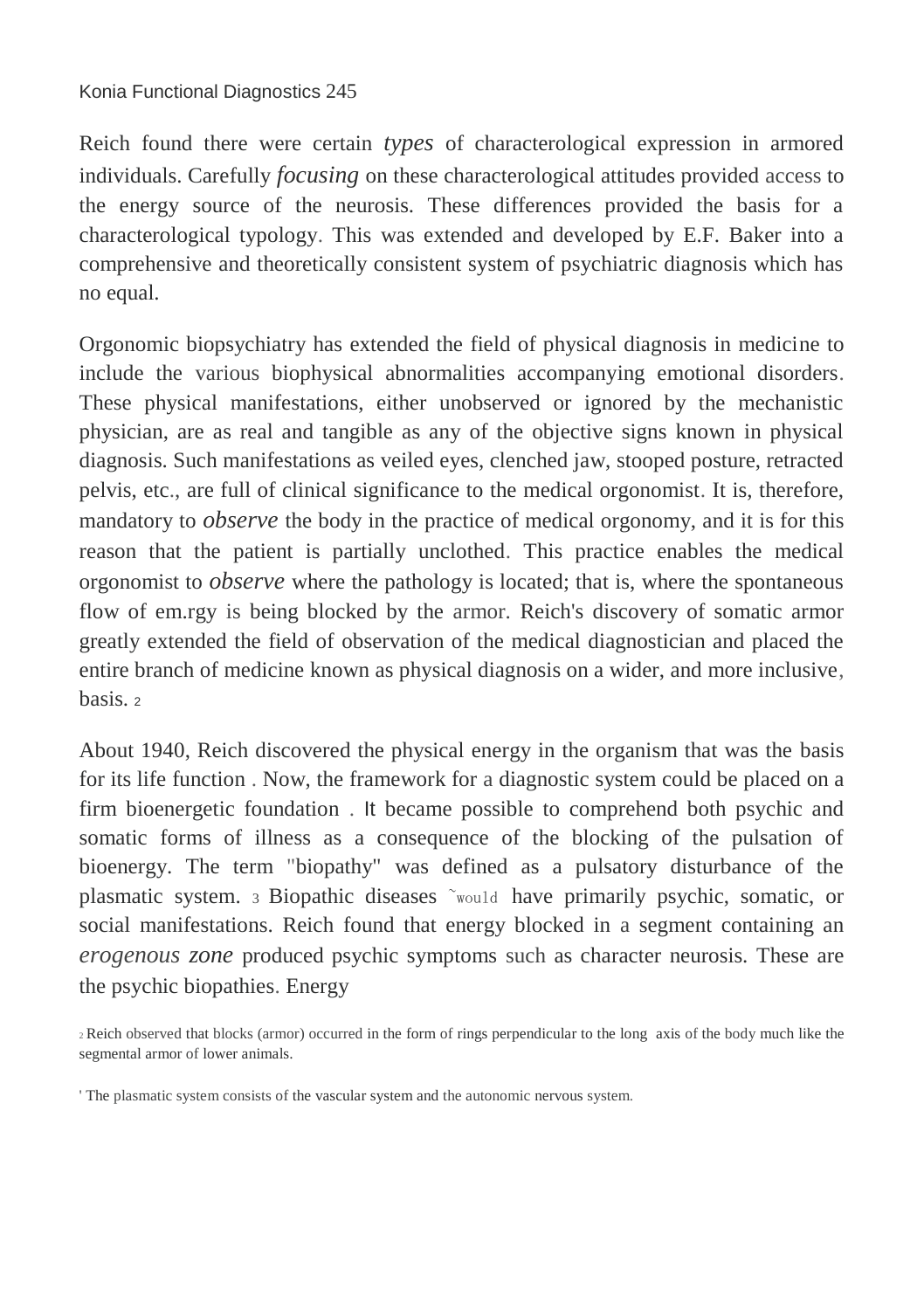Reich found there were certain *types* of characterological expression in armored individuals. Carefully *focusing* on these characterological attitudes provided access to the energy source of the neurosis. These differences provided the basis for a characterological typology. This was extended and developed by E.F. Baker into a comprehensive and theoretically consistent system of psychiatric diagnosis which has no equal.

Orgonomic biopsychiatry has extended the field of physical diagnosis in medicine to include the various biophysical abnormalities accompanying emotional disorders. These physical manifestations, either unobserved or ignored by the mechanistic physician, are as real and tangible as any of the objective signs known in physical diagnosis. Such manifestations as veiled eyes, clenched jaw, stooped posture, retracted pelvis, etc., are full of clinical significance to the medical orgonomist. It is, therefore, mandatory to *observe* the body in the practice of medical orgonomy, and it is for this reason that the patient is partially unclothed. This practice enables the medical orgonomist to *observe* where the pathology is located; that is, where the spontaneous flow of em.rgy is being blocked by the armor. Reich's discovery of somatic armor greatly extended the field of observation of the medical diagnostician and placed the entire branch of medicine known as physical diagnosis on a wider, and more inclusive, basis. [2]

About 1940, Reich discovered the physical energy in the organism that was the basis for its life function . Now, the framework for a diagnostic system could be placed on a firm bioenergetic foundation . It became possible to comprehend both psychic and somatic forms of illness as a consequence of the blocking of the pulsation of bioenergy. The term "biopathy" was defined as a pulsatory disturbance of the plasmatic system. [3] Biopathic diseases ~would have primarily psychic, somatic, or social manifestations. Reich found that energy blocked in a segment containing an *erogenous zone* produced psychic symptoms such as character neurosis. These are the psychic biopathies. Energy

[2] Reich observed that blocks (armor) occurred in the form of rings perpendicular to the long axis of the body much like the segmental armor of lower animals.

' The plasmatic system consists of the vascular system and the autonomic nervous system.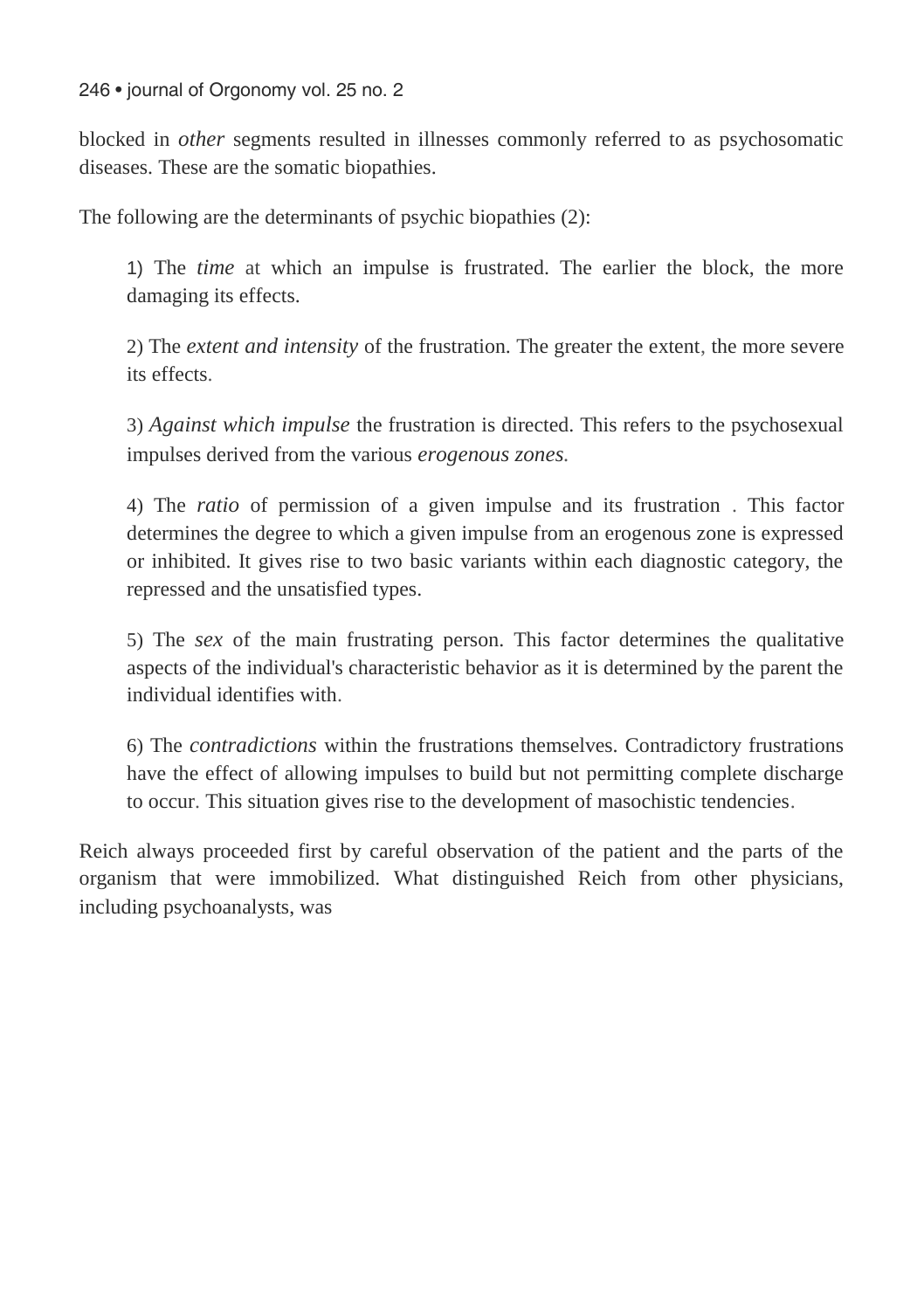blocked in *other* segments resulted in illnesses commonly referred to as psychosomatic diseases. These are the somatic biopathies.

The following are the determinants of psychic biopathies (2):

> 1) The *time* at which an impulse is frustrated. The earlier the block, the more damaging its effects.
>
> 2) The *extent and intensity* of the frustration. The greater the extent, the more severe its effects.
>
> 3) *Against which impulse* the frustration is directed. This refers to the psychosexual impulses derived from the various *erogenous zones.*
>
> 4) The *ratio* of permission of a given impulse and its frustration . This factor determines the degree to which a given impulse from an erogenous zone is expressed or inhibited. It gives rise to two basic variants within each diagnostic category, the repressed and the unsatisfied types.
>
> 5) The *sex* of the main frustrating person. This factor determines the qualitative aspects of the individual's characteristic behavior as it is determined by the parent the individual identifies with.
>
> 6) The *contradictions* within the frustrations themselves. Contradictory frustrations have the effect of allowing impulses to build but not permitting complete discharge to occur. This situation gives rise to the development of masochistic tendencies.

Reich always proceeded first by careful observation of the patient and the parts of the organism that were immobilized. What distinguished Reich from other physicians, including psychoanalysts, was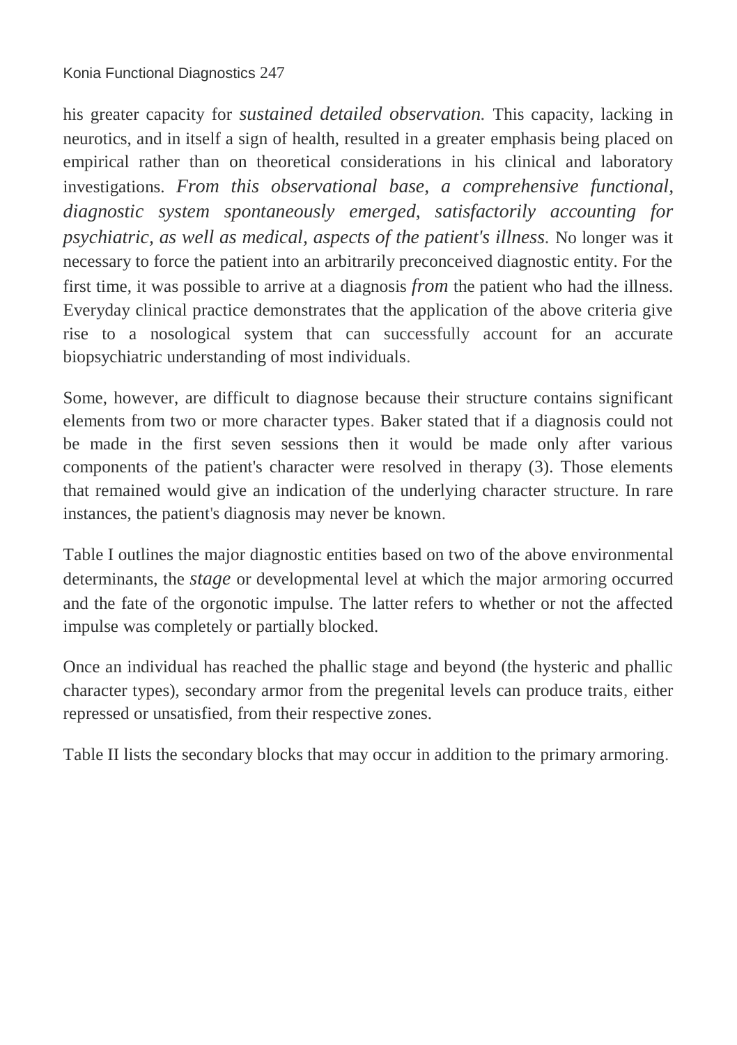his greater capacity for *sustained detailed observation.* This capacity, lacking in neurotics, and in itself a sign of health, resulted in a greater emphasis being placed on empirical rather than on theoretical considerations in his clinical and laboratory investigations. *From this observational base, a comprehensive functional, diagnostic system spontaneously emerged, satisfactorily accounting for psychiatric, as well as medical, aspects of the patient's illness.* No longer was it necessary to force the patient into an arbitrarily preconceived diagnostic entity. For the first time, it was possible to arrive at a diagnosis *from* the patient who had the illness. Everyday clinical practice demonstrates that the application of the above criteria give rise to a nosological system that can successfully account for an accurate biopsychiatric understanding of most individuals.

Some, however, are difficult to diagnose because their structure contains significant elements from two or more character types. Baker stated that if a diagnosis could not be made in the first seven sessions then it would be made only after various components of the patient's character were resolved in therapy (3). Those elements that remained would give an indication of the underlying character structure. In rare instances, the patient's diagnosis may never be known.

Table I outlines the major diagnostic entities based on two of the above environmental determinants, the *stage* or developmental level at which the major armoring occurred and the fate of the orgonotic impulse. The latter refers to whether or not the affected impulse was completely or partially blocked.

Once an individual has reached the phallic stage and beyond (the hysteric and phallic character types), secondary armor from the pregenital levels can produce traits, either repressed or unsatisfied, from their respective zones.

Table II lists the secondary blocks that may occur in addition to the primary armoring.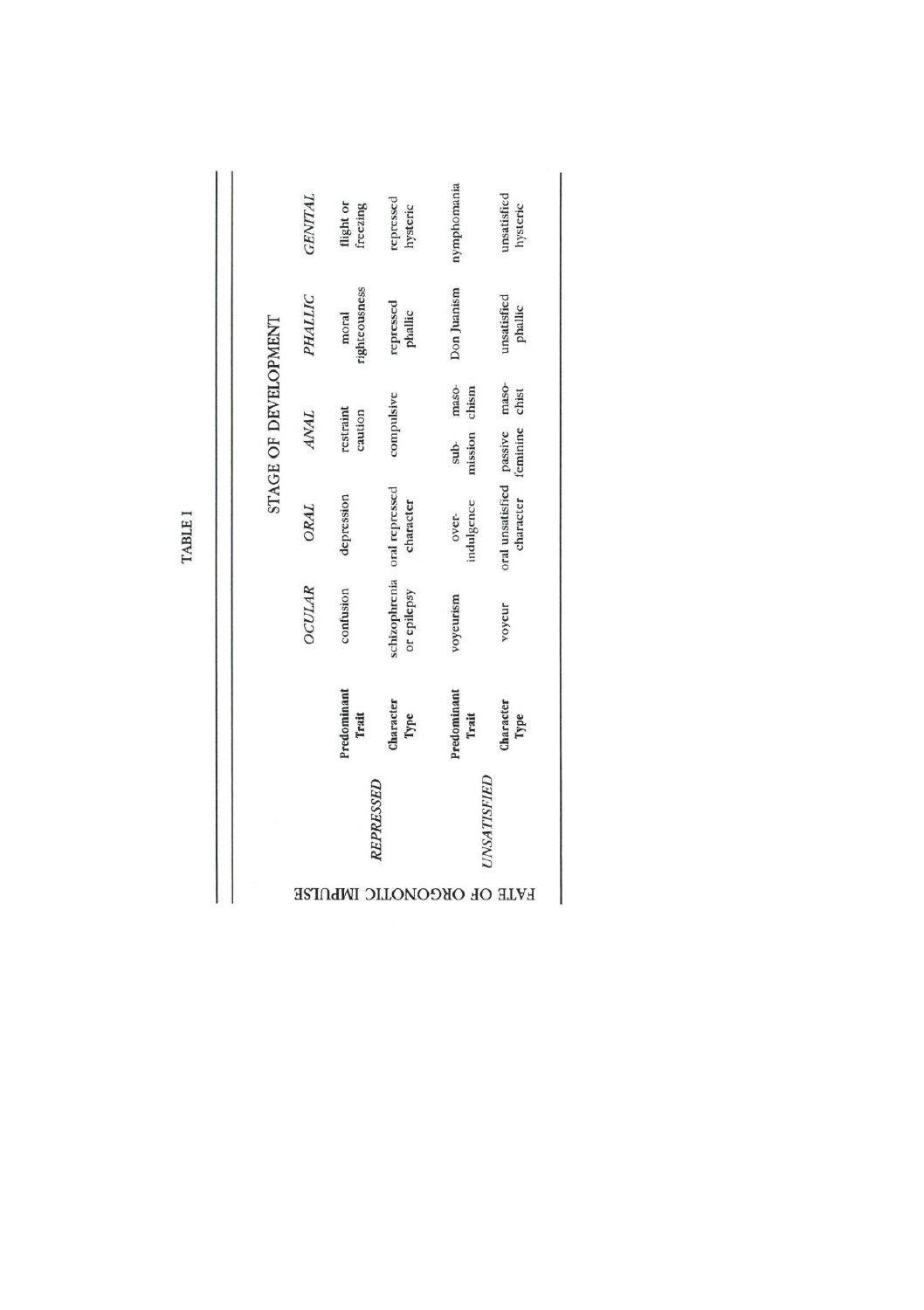TABLE I

| FATE OF ORGONOTIC IMPULSE | | STAGE OF DEVELOPMENT | | | | |
|---|---|---|---|---|---|---|
| | | *OCULAR* | *ORAL* | *ANAL* | *PHALLIC* | *GENITAL* |
| *REPRESSED* | Predominant Trait | confusion | depression | restraint caution | moral righteousness | flight or freezing |
| | Character Type | schizophrenia or epilepsy | oral repressed character | compulsive | repressed phallic | repressed hysteric |
| *UNSATISFIED* | Predominant Trait | voyeurism | over-indulgence | sub-mission maso-chism | Don Juanism | nymphomania |
| | Character Type | voyeur | oral unsatisfied character | passive feminine maso-chist | unsatisfied phallic | unsatisfied hysteric |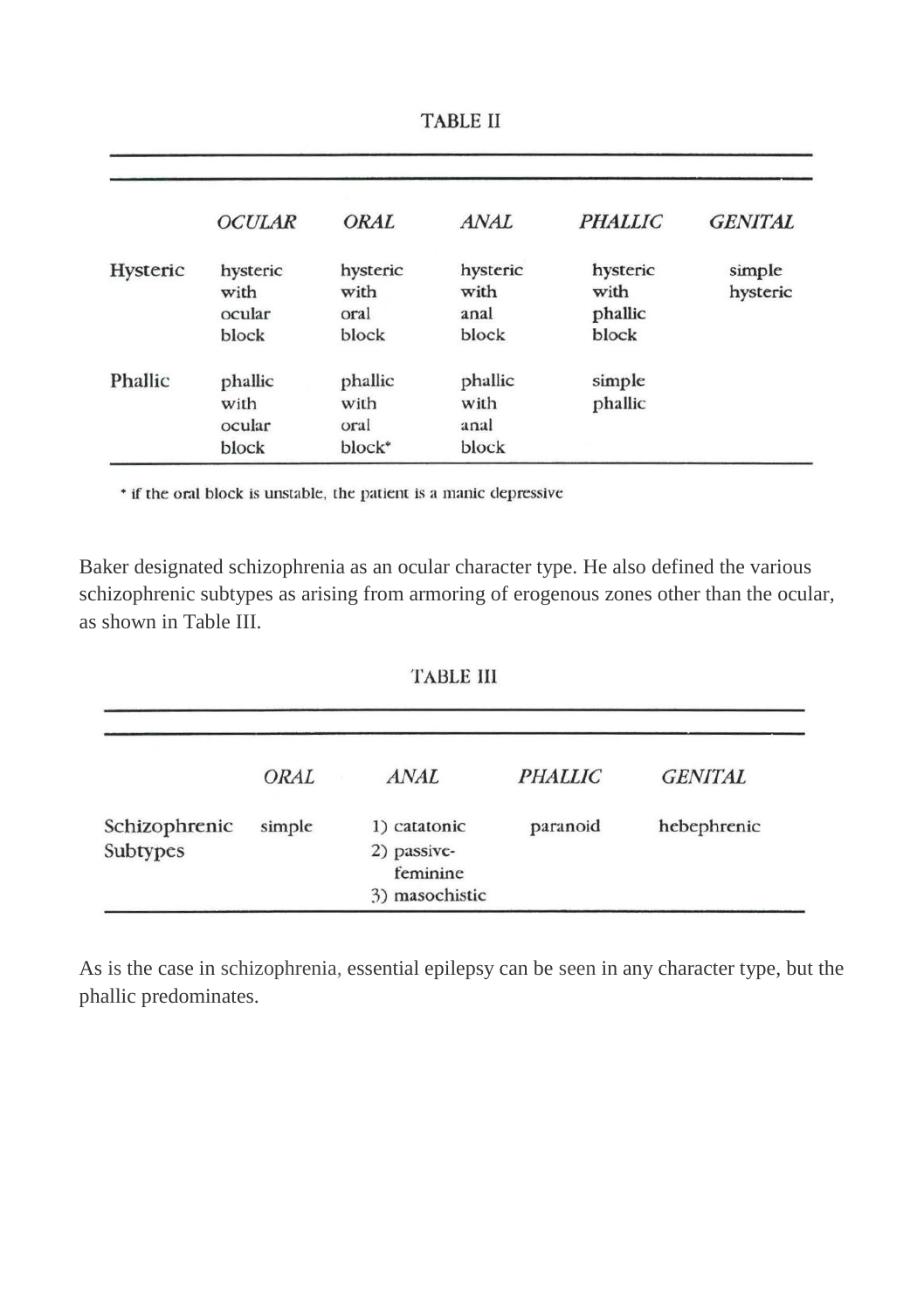TABLE II

| | *OCULAR* | *ORAL* | *ANAL* | *PHALLIC* | *GENITAL* |
|---|---|---|---|---|---|
| Hysteric | hysteric with ocular block | hysteric with oral block | hysteric with anal block | hysteric with phallic block | simple hysteric |
| Phallic | phallic with ocular block | phallic with oral block* | phallic with anal block | simple phallic | |

* if the oral block is unstable, the patient is a manic depressive

Baker designated schizophrenia as an ocular character type. He also defined the various schizophrenic subtypes as arising from armoring of erogenous zones other than the ocular, as shown in Table III.

TABLE III

| | *ORAL* | *ANAL* | *PHALLIC* | *GENITAL* |
|---|---|---|---|---|
| Schizophrenic Subtypes | simple | 1) catatonic 2) passive-feminine 3) masochistic | paranoid | hebephrenic |

As is the case in schizophrenia, essential epilepsy can be seen in any character type, but the phallic predominates.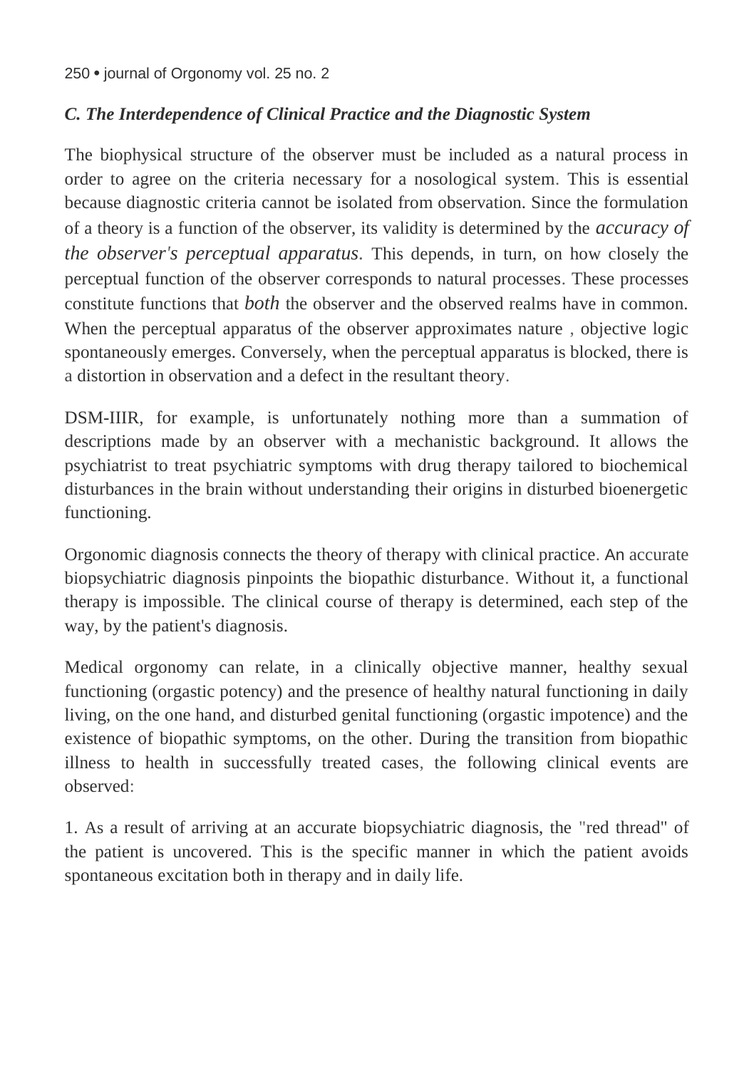### *C. The Interdependence of Clinical Practice and the Diagnostic System*

The biophysical structure of the observer must be included as a natural process in order to agree on the criteria necessary for a nosological system. This is essential because diagnostic criteria cannot be isolated from observation. Since the formulation of a theory is a function of the observer, its validity is determined by the *accuracy of the observer's perceptual apparatus*. This depends, in turn, on how closely the perceptual function of the observer corresponds to natural processes. These processes constitute functions that *both* the observer and the observed realms have in common. When the perceptual apparatus of the observer approximates nature , objective logic spontaneously emerges. Conversely, when the perceptual apparatus is blocked, there is a distortion in observation and a defect in the resultant theory.

DSM-IIIR, for example, is unfortunately nothing more than a summation of descriptions made by an observer with a mechanistic background. It allows the psychiatrist to treat psychiatric symptoms with drug therapy tailored to biochemical disturbances in the brain without understanding their origins in disturbed bioenergetic functioning.

Orgonomic diagnosis connects the theory of therapy with clinical practice. An accurate biopsychiatric diagnosis pinpoints the biopathic disturbance. Without it, a functional therapy is impossible. The clinical course of therapy is determined, each step of the way, by the patient's diagnosis.

Medical orgonomy can relate, in a clinically objective manner, healthy sexual functioning (orgastic potency) and the presence of healthy natural functioning in daily living, on the one hand, and disturbed genital functioning (orgastic impotence) and the existence of biopathic symptoms, on the other. During the transition from biopathic illness to health in successfully treated cases, the following clinical events are observed:

1. As a result of arriving at an accurate biopsychiatric diagnosis, the "red thread" of the patient is uncovered. This is the specific manner in which the patient avoids spontaneous excitation both in therapy and in daily life.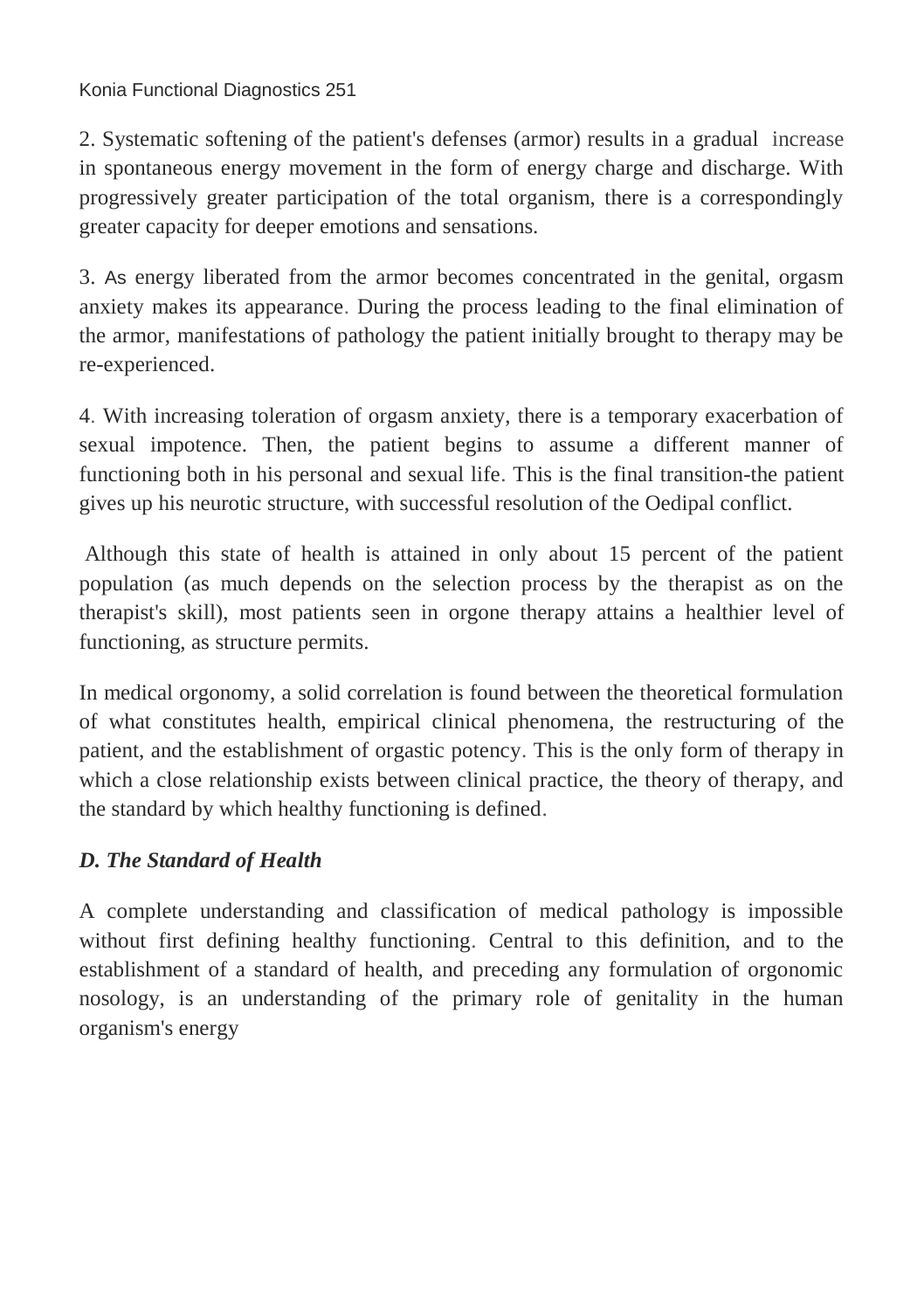2. Systematic softening of the patient's defenses (armor) results in a gradual increase in spontaneous energy movement in the form of energy charge and discharge. With progressively greater participation of the total organism, there is a correspondingly greater capacity for deeper emotions and sensations.

3. As energy liberated from the armor becomes concentrated in the genital, orgasm anxiety makes its appearance. During the process leading to the final elimination of the armor, manifestations of pathology the patient initially brought to therapy may be re-experienced.

4. With increasing toleration of orgasm anxiety, there is a temporary exacerbation of sexual impotence. Then, the patient begins to assume a different manner of functioning both in his personal and sexual life. This is the final transition-the patient gives up his neurotic structure, with successful resolution of the Oedipal conflict.

Although this state of health is attained in only about 15 percent of the patient population (as much depends on the selection process by the therapist as on the therapist's skill), most patients seen in orgone therapy attains a healthier level of functioning, as structure permits.

In medical orgonomy, a solid correlation is found between the theoretical formulation of what constitutes health, empirical clinical phenomena, the restructuring of the patient, and the establishment of orgastic potency. This is the only form of therapy in which a close relationship exists between clinical practice, the theory of therapy, and the standard by which healthy functioning is defined.

### *D. The Standard of Health*

A complete understanding and classification of medical pathology is impossible without first defining healthy functioning. Central to this definition, and to the establishment of a standard of health, and preceding any formulation of orgonomic nosology, is an understanding of the primary role of genitality in the human organism's energy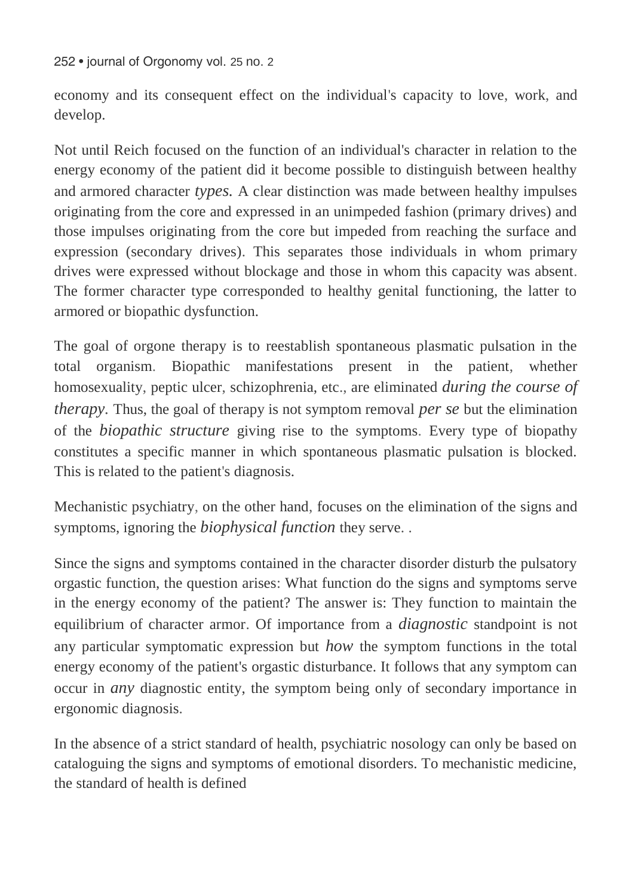economy and its consequent effect on the individual's capacity to love, work, and develop.

Not until Reich focused on the function of an individual's character in relation to the energy economy of the patient did it become possible to distinguish between healthy and armored character *types.* A clear distinction was made between healthy impulses originating from the core and expressed in an unimpeded fashion (primary drives) and those impulses originating from the core but impeded from reaching the surface and expression (secondary drives). This separates those individuals in whom primary drives were expressed without blockage and those in whom this capacity was absent. The former character type corresponded to healthy genital functioning, the latter to armored or biopathic dysfunction.

The goal of orgone therapy is to reestablish spontaneous plasmatic pulsation in the total organism. Biopathic manifestations present in the patient, whether homosexuality, peptic ulcer, schizophrenia, etc., are eliminated *during the course of therapy.* Thus, the goal of therapy is not symptom removal *per se* but the elimination of the *biopathic structure* giving rise to the symptoms. Every type of biopathy constitutes a specific manner in which spontaneous plasmatic pulsation is blocked. This is related to the patient's diagnosis.

Mechanistic psychiatry, on the other hand, focuses on the elimination of the signs and symptoms, ignoring the *biophysical function* they serve. .

Since the signs and symptoms contained in the character disorder disturb the pulsatory orgastic function, the question arises: What function do the signs and symptoms serve in the energy economy of the patient? The answer is: They function to maintain the equilibrium of character armor. Of importance from a *diagnostic* standpoint is not any particular symptomatic expression but *how* the symptom functions in the total energy economy of the patient's orgastic disturbance. It follows that any symptom can occur in *any* diagnostic entity, the symptom being only of secondary importance in ergonomic diagnosis.

In the absence of a strict standard of health, psychiatric nosology can only be based on cataloguing the signs and symptoms of emotional disorders. To mechanistic medicine, the standard of health is defined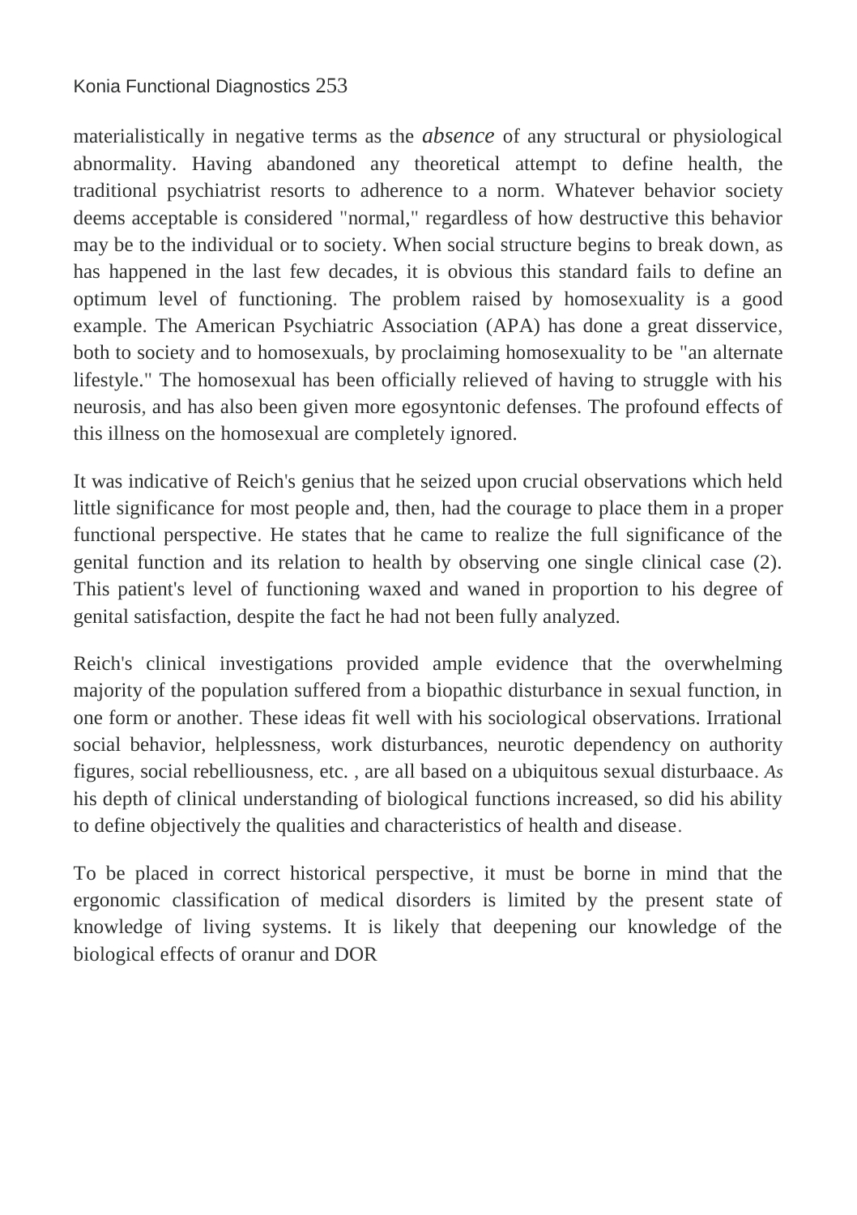materialistically in negative terms as the *absence* of any structural or physiological abnormality. Having abandoned any theoretical attempt to define health, the traditional psychiatrist resorts to adherence to a norm. Whatever behavior society deems acceptable is considered "normal," regardless of how destructive this behavior may be to the individual or to society. When social structure begins to break down, as has happened in the last few decades, it is obvious this standard fails to define an optimum level of functioning. The problem raised by homosexuality is a good example. The American Psychiatric Association (APA) has done a great disservice, both to society and to homosexuals, by proclaiming homosexuality to be "an alternate lifestyle." The homosexual has been officially relieved of having to struggle with his neurosis, and has also been given more egosyntonic defenses. The profound effects of this illness on the homosexual are completely ignored.

It was indicative of Reich's genius that he seized upon crucial observations which held little significance for most people and, then, had the courage to place them in a proper functional perspective. He states that he came to realize the full significance of the genital function and its relation to health by observing one single clinical case (2). This patient's level of functioning waxed and waned in proportion to his degree of genital satisfaction, despite the fact he had not been fully analyzed.

Reich's clinical investigations provided ample evidence that the overwhelming majority of the population suffered from a biopathic disturbance in sexual function, in one form or another. These ideas fit well with his sociological observations. Irrational social behavior, helplessness, work disturbances, neurotic dependency on authority figures, social rebelliousness, etc. , are all based on a ubiquitous sexual disturbaace. *As* his depth of clinical understanding of biological functions increased, so did his ability to define objectively the qualities and characteristics of health and disease.

To be placed in correct historical perspective, it must be borne in mind that the ergonomic classification of medical disorders is limited by the present state of knowledge of living systems. It is likely that deepening our knowledge of the biological effects of oranur and DOR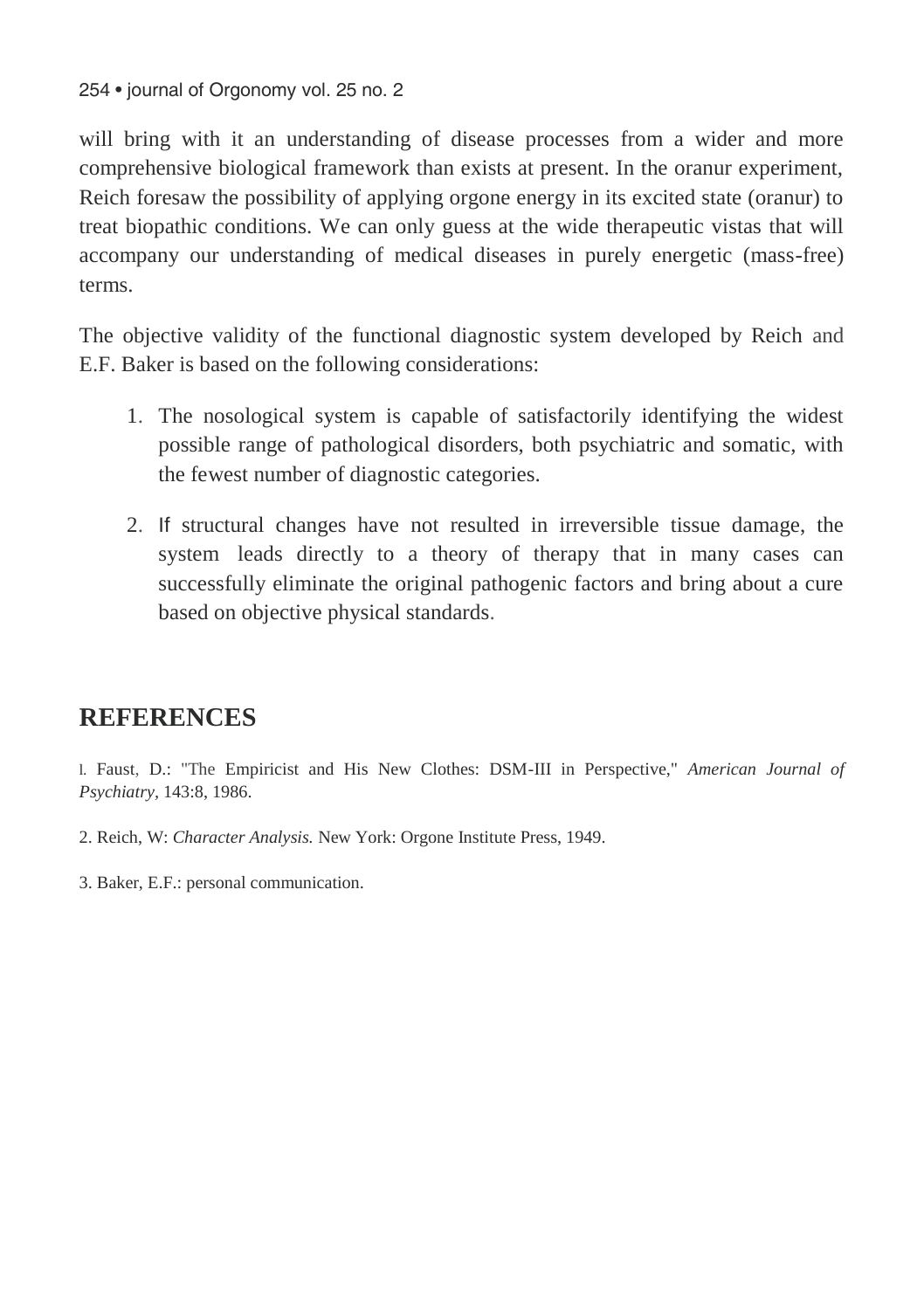will bring with it an understanding of disease processes from a wider and more comprehensive biological framework than exists at present. In the oranur experiment, Reich foresaw the possibility of applying orgone energy in its excited state (oranur) to treat biopathic conditions. We can only guess at the wide therapeutic vistas that will accompany our understanding of medical diseases in purely energetic (mass-free) terms.

The objective validity of the functional diagnostic system developed by Reich and E.F. Baker is based on the following considerations:

1. The nosological system is capable of satisfactorily identifying the widest possible range of pathological disorders, both psychiatric and somatic, with the fewest number of diagnostic categories.

2. If structural changes have not resulted in irreversible tissue damage, the system leads directly to a theory of therapy that in many cases can successfully eliminate the original pathogenic factors and bring about a cure based on objective physical standards.

## REFERENCES

1. Faust, D.: "The Empiricist and His New Clothes: DSM-III in Perspective," *American Journal of Psychiatry*, 143:8, 1986.

2. Reich, W: *Character Analysis.* New York: Orgone Institute Press, 1949.

3. Baker, E.F.: personal communication.